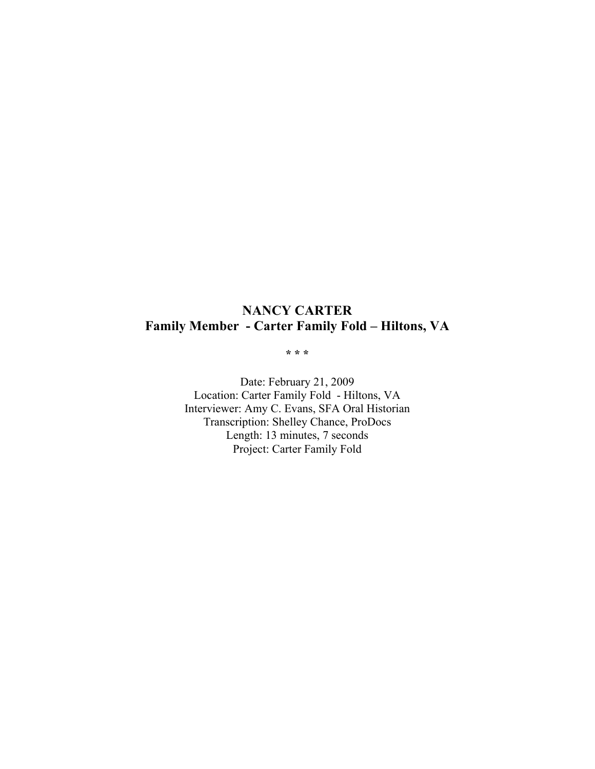# NANCY CARTER
## Family Member - Carter Family Fold – Hiltons, VA

\* \* \*

Date: February 21, 2009
Location: Carter Family Fold - Hiltons, VA
Interviewer: Amy C. Evans, SFA Oral Historian
Transcription: Shelley Chance, ProDocs
Length: 13 minutes, 7 seconds
Project: Carter Family Fold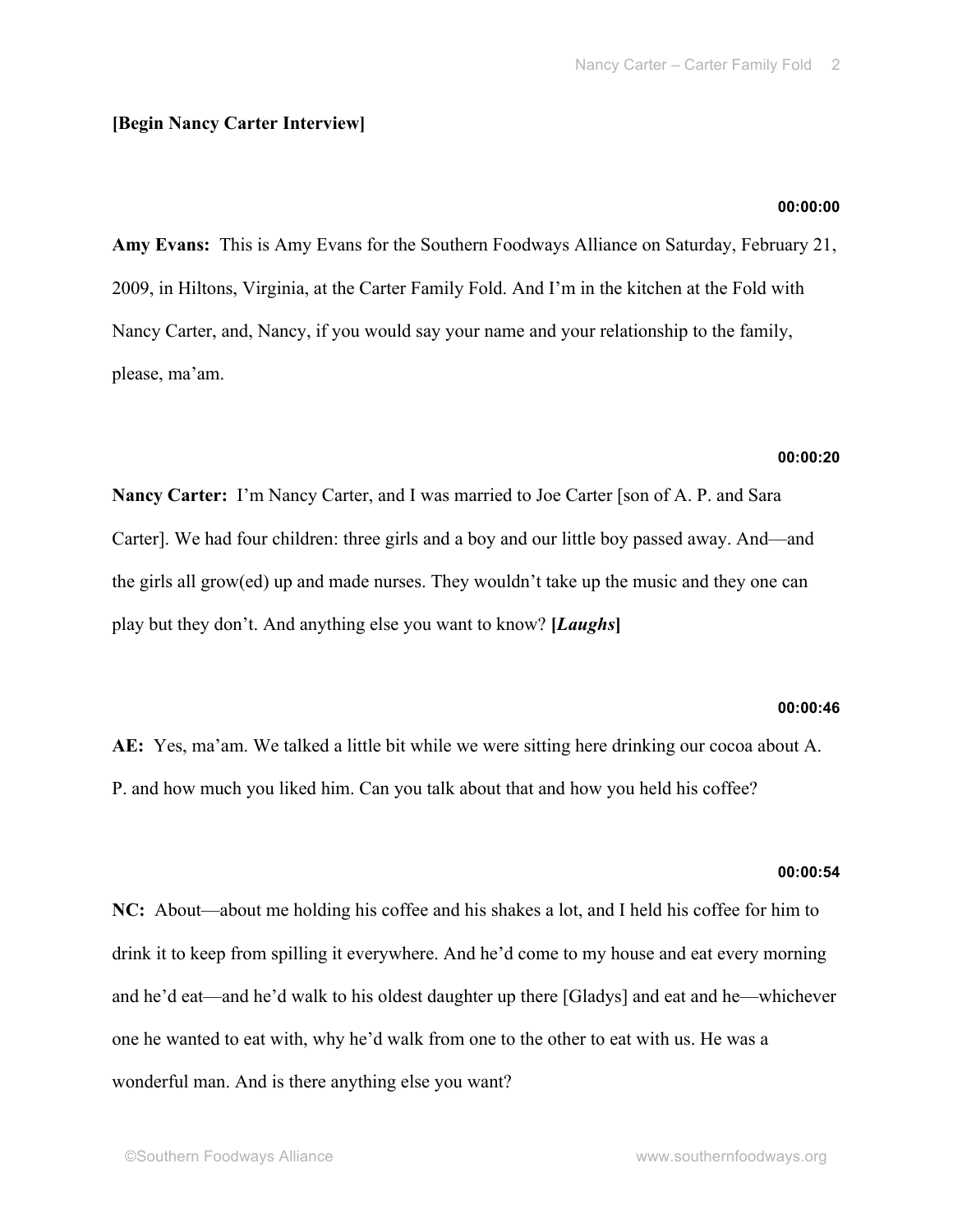**[Begin Nancy Carter Interview]**

**00:00:00**

**Amy Evans:** This is Amy Evans for the Southern Foodways Alliance on Saturday, February 21, 2009, in Hiltons, Virginia, at the Carter Family Fold. And I'm in the kitchen at the Fold with Nancy Carter, and, Nancy, if you would say your name and your relationship to the family, please, ma'am.

**00:00:20**

**Nancy Carter:** I'm Nancy Carter, and I was married to Joe Carter [son of A. P. and Sara Carter]. We had four children: three girls and a boy and our little boy passed away. And—and the girls all grow(ed) up and made nurses. They wouldn't take up the music and they one can play but they don't. And anything else you want to know? **[*Laughs*]**

**00:00:46**

**AE:** Yes, ma'am. We talked a little bit while we were sitting here drinking our cocoa about A. P. and how much you liked him. Can you talk about that and how you held his coffee?

**00:00:54**

**NC:** About—about me holding his coffee and his shakes a lot, and I held his coffee for him to drink it to keep from spilling it everywhere. And he'd come to my house and eat every morning and he'd eat—and he'd walk to his oldest daughter up there [Gladys] and eat and he—whichever one he wanted to eat with, why he'd walk from one to the other to eat with us. He was a wonderful man. And is there anything else you want?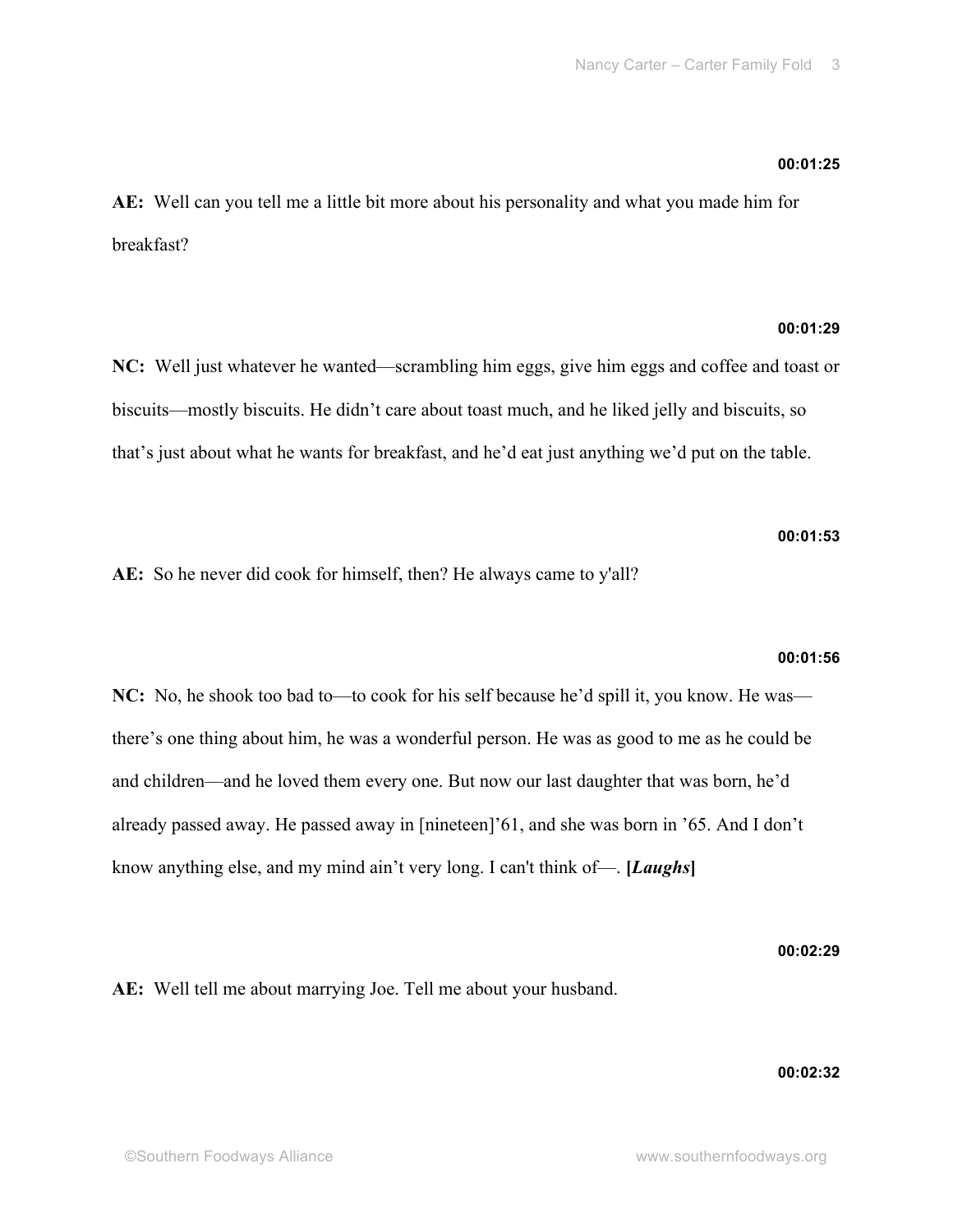**00:01:25**

**AE:** Well can you tell me a little bit more about his personality and what you made him for breakfast?

**00:01:29**

**NC:** Well just whatever he wanted—scrambling him eggs, give him eggs and coffee and toast or biscuits—mostly biscuits. He didn't care about toast much, and he liked jelly and biscuits, so that's just about what he wants for breakfast, and he'd eat just anything we'd put on the table.

**00:01:53**

**AE:** So he never did cook for himself, then? He always came to y'all?

**00:01:56**

**NC:** No, he shook too bad to—to cook for his self because he'd spill it, you know. He was—there's one thing about him, he was a wonderful person. He was as good to me as he could be and children—and he loved them every one. But now our last daughter that was born, he'd already passed away. He passed away in [nineteen]'61, and she was born in '65. And I don't know anything else, and my mind ain't very long. I can't think of—. **[*Laughs*]**

**00:02:29**

**AE:** Well tell me about marrying Joe. Tell me about your husband.

**00:02:32**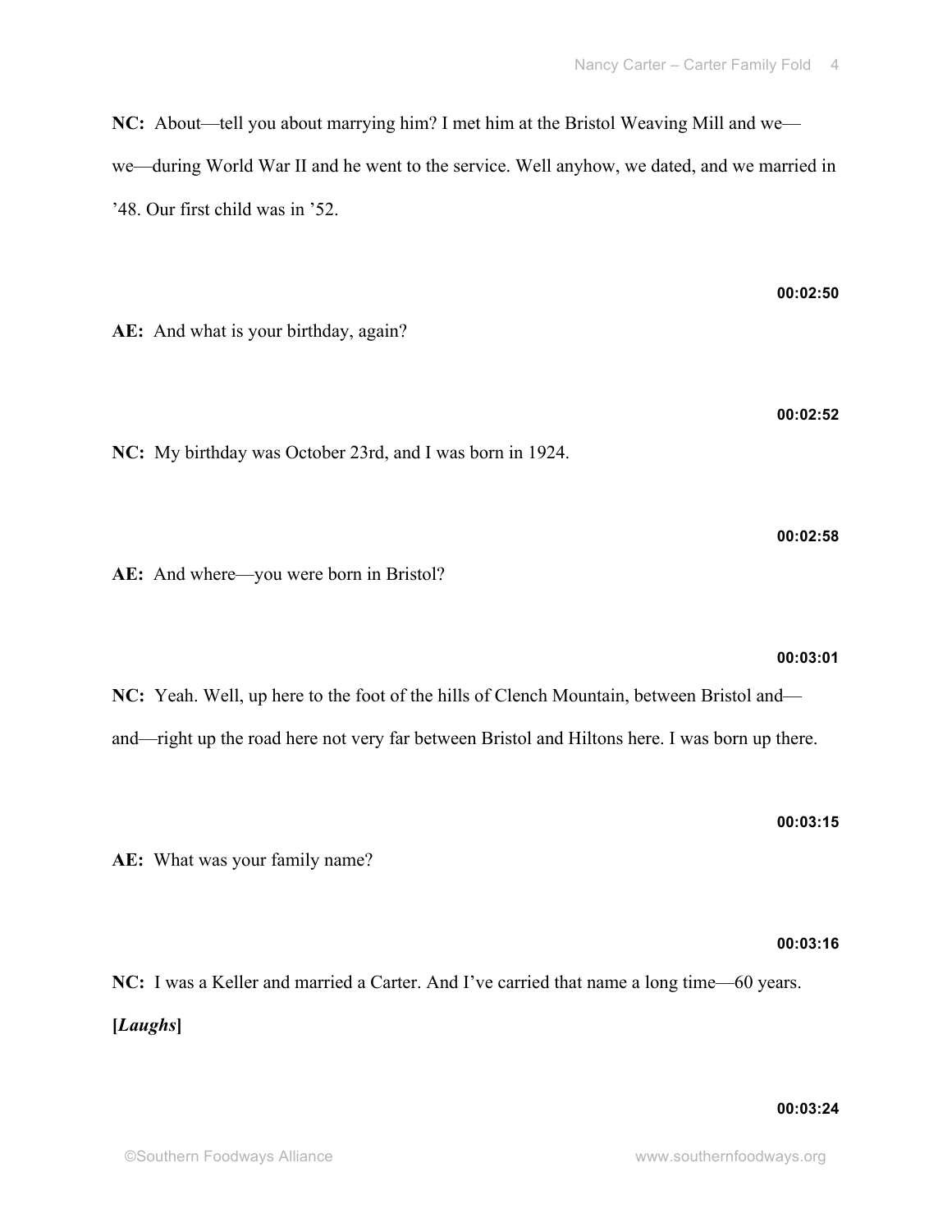**NC:** About—tell you about marrying him? I met him at the Bristol Weaving Mill and we—we—during World War II and he went to the service. Well anyhow, we dated, and we married in '48. Our first child was in '52.

**00:02:50**

**AE:** And what is your birthday, again?

**00:02:52**

**NC:** My birthday was October 23rd, and I was born in 1924.

**00:02:58**

**AE:** And where—you were born in Bristol?

**00:03:01**

**NC:** Yeah. Well, up here to the foot of the hills of Clench Mountain, between Bristol and—and—right up the road here not very far between Bristol and Hiltons here. I was born up there.

**00:03:15**

**AE:** What was your family name?

**00:03:16**

**NC:** I was a Keller and married a Carter. And I've carried that name a long time—60 years. **[*Laughs*]**

**00:03:24**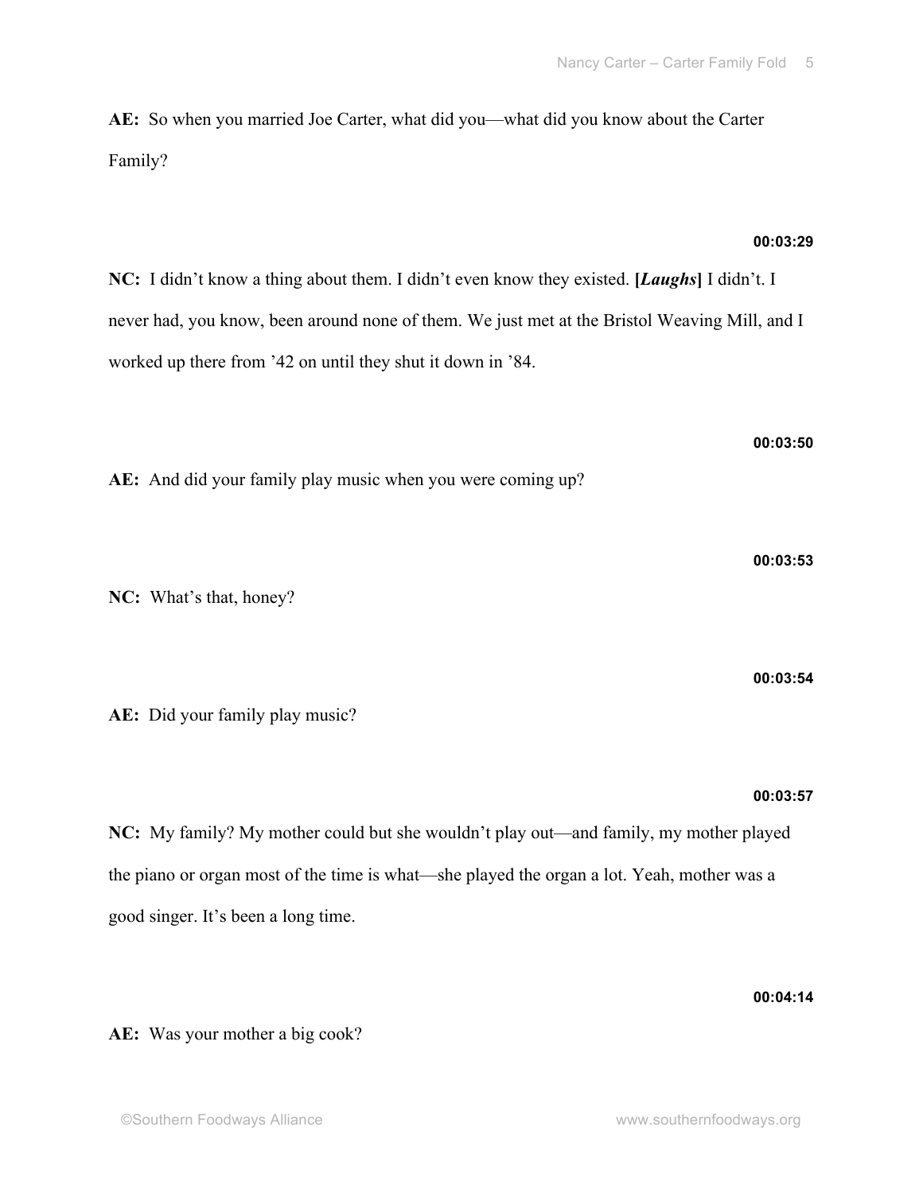**AE:** So when you married Joe Carter, what did you—what did you know about the Carter Family?

**00:03:29**

**NC:** I didn't know a thing about them. I didn't even know they existed. **[*Laughs*]** I didn't. I never had, you know, been around none of them. We just met at the Bristol Weaving Mill, and I worked up there from '42 on until they shut it down in '84.

**00:03:50**

**AE:** And did your family play music when you were coming up?

**00:03:53**

**NC:** What's that, honey?

**00:03:54**

**AE:** Did your family play music?

**00:03:57**

**NC:** My family? My mother could but she wouldn't play out—and family, my mother played the piano or organ most of the time is what—she played the organ a lot. Yeah, mother was a good singer. It's been a long time.

**00:04:14**

**AE:** Was your mother a big cook?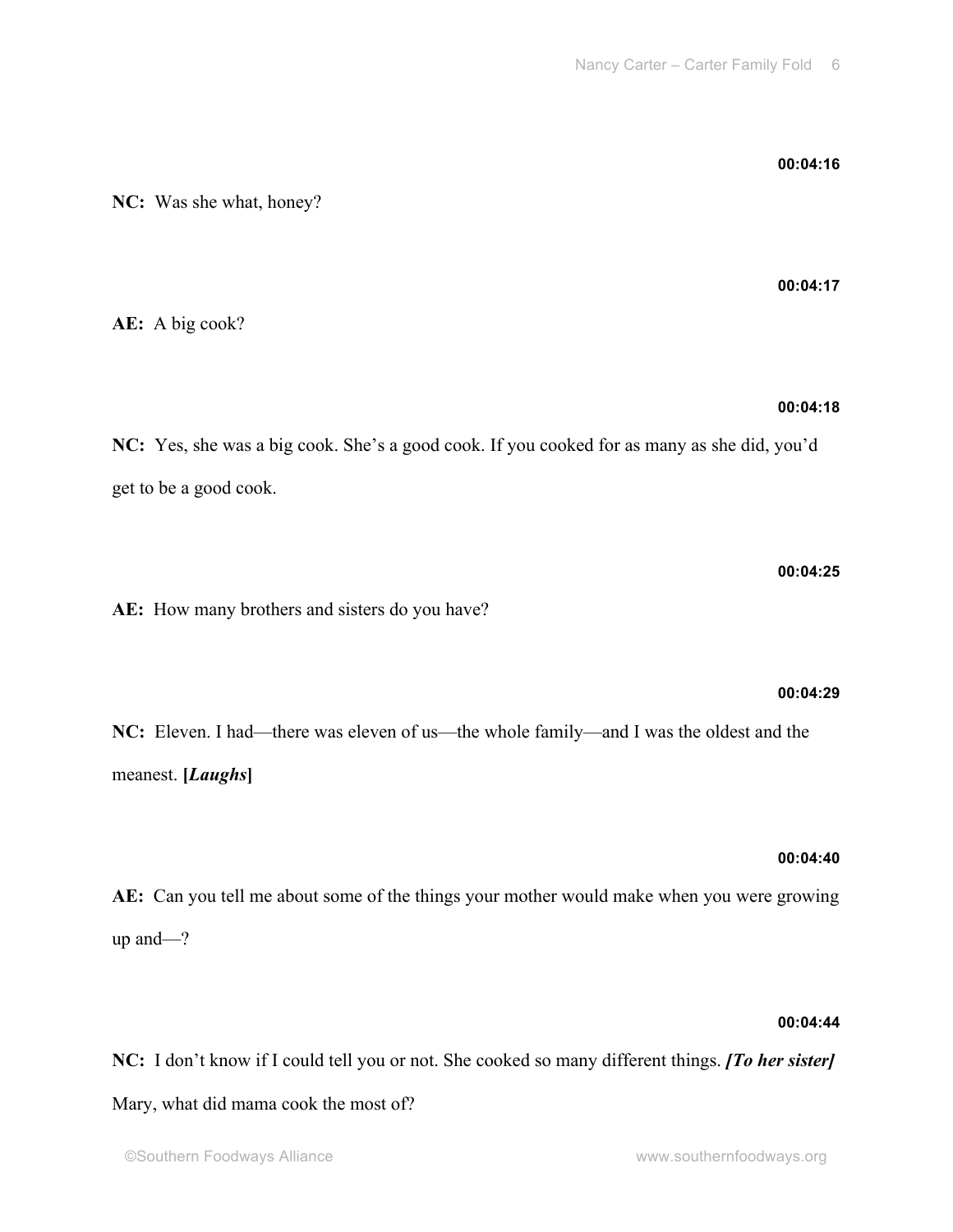**00:04:16**

**NC:** Was she what, honey?

**00:04:17**

**AE:** A big cook?

**00:04:18**

**NC:** Yes, she was a big cook. She's a good cook. If you cooked for as many as she did, you'd get to be a good cook.

**00:04:25**

**AE:** How many brothers and sisters do you have?

**00:04:29**

**NC:** Eleven. I had—there was eleven of us—the whole family—and I was the oldest and the meanest. **[*Laughs*]**

**00:04:40**

**AE:** Can you tell me about some of the things your mother would make when you were growing up and—?

**00:04:44**

**NC:** I don't know if I could tell you or not. She cooked so many different things. ***[To her sister]*** Mary, what did mama cook the most of?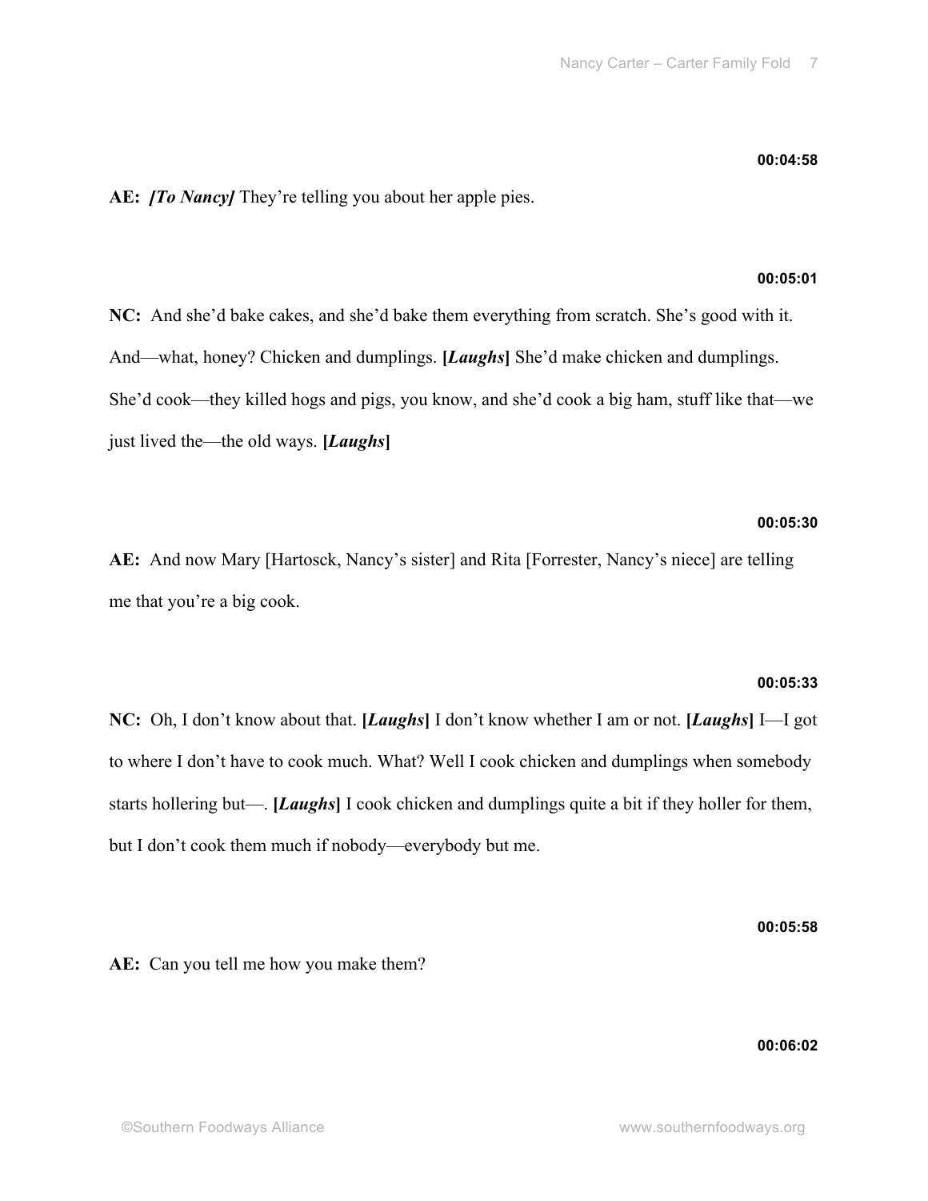**00:04:58**

**AE:** ***[To Nancy]*** They're telling you about her apple pies.

**00:05:01**

**NC:** And she'd bake cakes, and she'd bake them everything from scratch. She's good with it. And—what, honey? Chicken and dumplings. **[*Laughs*]** She'd make chicken and dumplings. She'd cook—they killed hogs and pigs, you know, and she'd cook a big ham, stuff like that—we just lived the—the old ways. **[*Laughs*]**

**00:05:30**

**AE:** And now Mary [Hartosck, Nancy's sister] and Rita [Forrester, Nancy's niece] are telling me that you're a big cook.

**00:05:33**

**NC:** Oh, I don't know about that. **[*Laughs*]** I don't know whether I am or not. **[*Laughs*]** I—I got to where I don't have to cook much. What? Well I cook chicken and dumplings when somebody starts hollering but—. **[*Laughs*]** I cook chicken and dumplings quite a bit if they holler for them, but I don't cook them much if nobody—everybody but me.

**00:05:58**

**AE:** Can you tell me how you make them?

**00:06:02**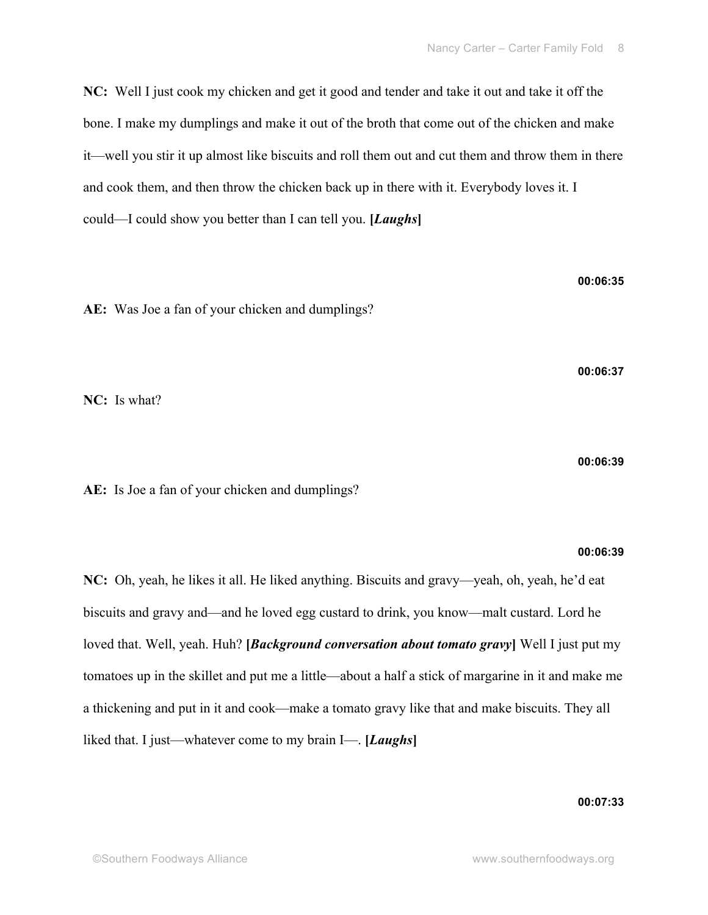**NC:** Well I just cook my chicken and get it good and tender and take it out and take it off the bone. I make my dumplings and make it out of the broth that come out of the chicken and make it—well you stir it up almost like biscuits and roll them out and cut them and throw them in there and cook them, and then throw the chicken back up in there with it. Everybody loves it. I could—I could show you better than I can tell you. **[*Laughs*]**

**00:06:35**

**AE:** Was Joe a fan of your chicken and dumplings?

**00:06:37**

**NC:** Is what?

**00:06:39**

**AE:** Is Joe a fan of your chicken and dumplings?

**00:06:39**

**NC:** Oh, yeah, he likes it all. He liked anything. Biscuits and gravy—yeah, oh, yeah, he'd eat biscuits and gravy and—and he loved egg custard to drink, you know—malt custard. Lord he loved that. Well, yeah. Huh? **[*Background conversation about tomato gravy*]** Well I just put my tomatoes up in the skillet and put me a little—about a half a stick of margarine in it and make me a thickening and put in it and cook—make a tomato gravy like that and make biscuits. They all liked that. I just—whatever come to my brain I—. **[*Laughs*]**

**00:07:33**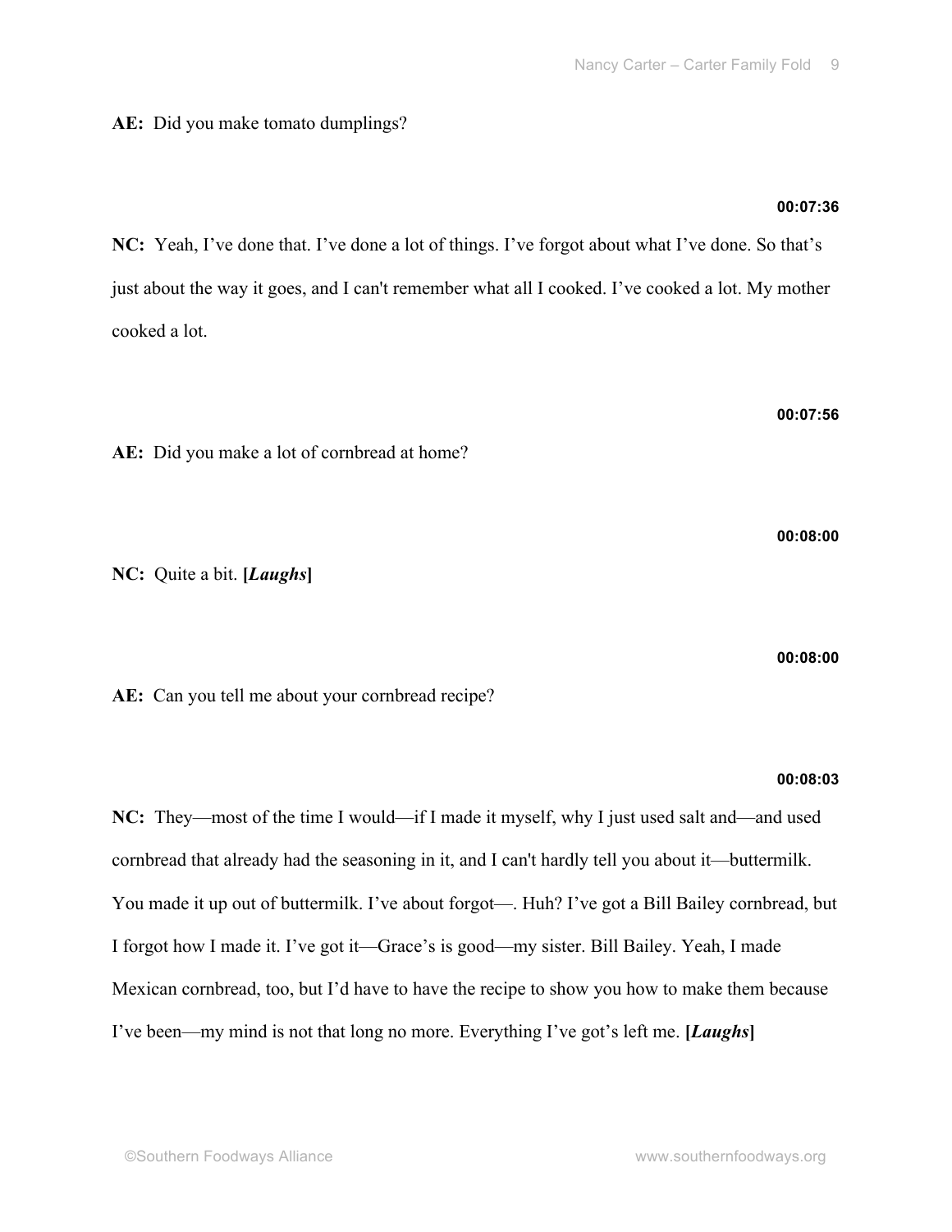**AE:** Did you make tomato dumplings?

**00:07:36**

**NC:** Yeah, I've done that. I've done a lot of things. I've forgot about what I've done. So that's just about the way it goes, and I can't remember what all I cooked. I've cooked a lot. My mother cooked a lot.

**00:07:56**

**AE:** Did you make a lot of cornbread at home?

**00:08:00**

**NC:** Quite a bit. **[*Laughs*]**

**00:08:00**

**AE:** Can you tell me about your cornbread recipe?

**00:08:03**

**NC:** They—most of the time I would—if I made it myself, why I just used salt and—and used cornbread that already had the seasoning in it, and I can't hardly tell you about it—buttermilk. You made it up out of buttermilk. I've about forgot—. Huh? I've got a Bill Bailey cornbread, but I forgot how I made it. I've got it—Grace's is good—my sister. Bill Bailey. Yeah, I made Mexican cornbread, too, but I'd have to have the recipe to show you how to make them because I've been—my mind is not that long no more. Everything I've got's left me. **[*Laughs*]**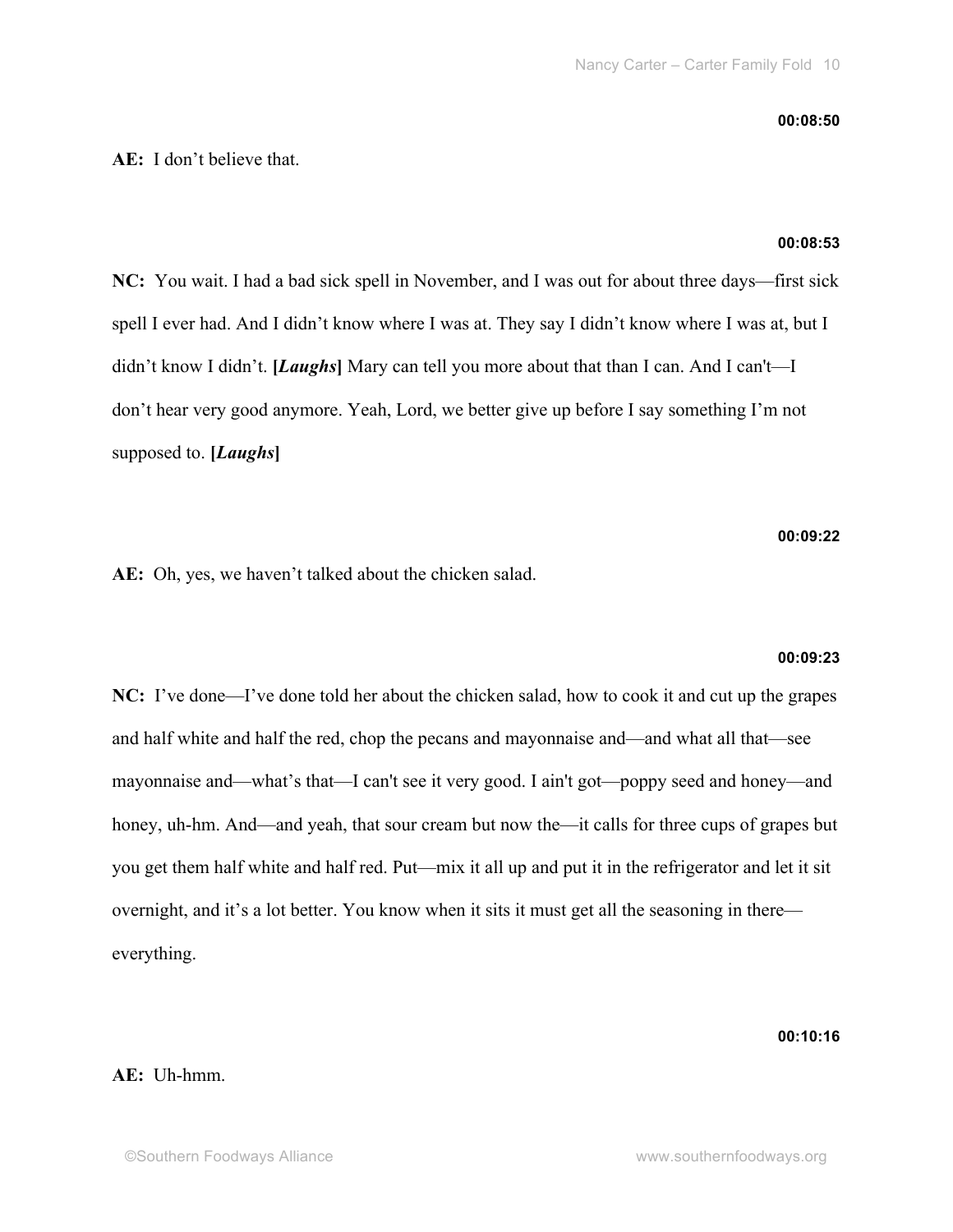**00:08:50**

**AE:** I don't believe that.

**00:08:53**

**NC:** You wait. I had a bad sick spell in November, and I was out for about three days—first sick spell I ever had. And I didn't know where I was at. They say I didn't know where I was at, but I didn't know I didn't. **[*Laughs*]** Mary can tell you more about that than I can. And I can't—I don't hear very good anymore. Yeah, Lord, we better give up before I say something I'm not supposed to. **[*Laughs*]**

**00:09:22**

**AE:** Oh, yes, we haven't talked about the chicken salad.

**00:09:23**

**NC:** I've done—I've done told her about the chicken salad, how to cook it and cut up the grapes and half white and half the red, chop the pecans and mayonnaise and—and what all that—see mayonnaise and—what's that—I can't see it very good. I ain't got—poppy seed and honey—and honey, uh-hm. And—and yeah, that sour cream but now the—it calls for three cups of grapes but you get them half white and half red. Put—mix it all up and put it in the refrigerator and let it sit overnight, and it's a lot better. You know when it sits it must get all the seasoning in there—everything.

**00:10:16**

**AE:** Uh-hmm.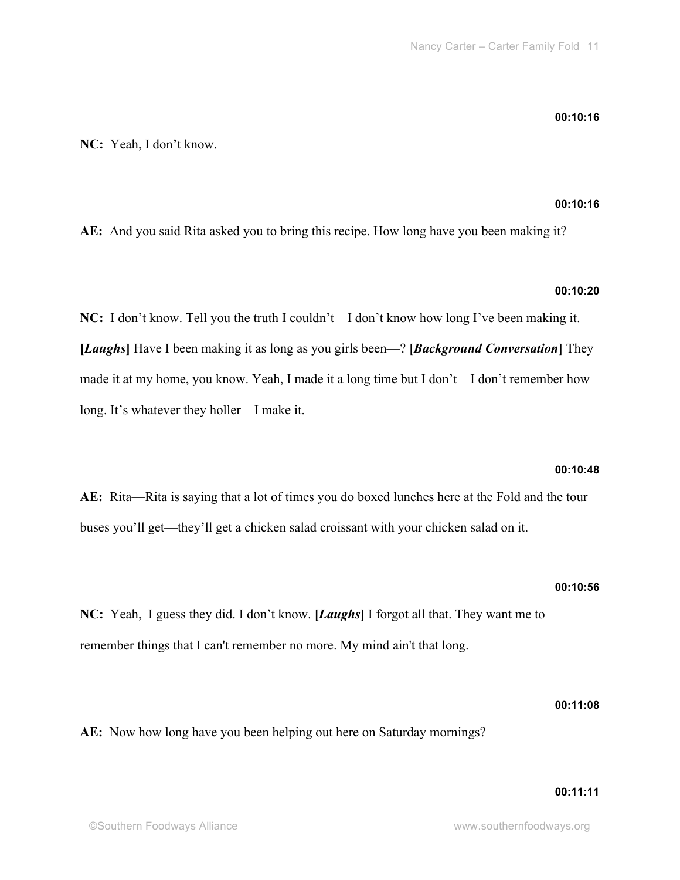**00:10:16**

**NC:** Yeah, I don't know.

**00:10:16**

**AE:** And you said Rita asked you to bring this recipe. How long have you been making it?

**00:10:20**

**NC:** I don't know. Tell you the truth I couldn't—I don't know how long I've been making it. **[*Laughs*]** Have I been making it as long as you girls been—? **[*Background Conversation*]** They made it at my home, you know. Yeah, I made it a long time but I don't—I don't remember how long. It's whatever they holler—I make it.

**00:10:48**

**AE:** Rita—Rita is saying that a lot of times you do boxed lunches here at the Fold and the tour buses you'll get—they'll get a chicken salad croissant with your chicken salad on it.

**00:10:56**

**NC:** Yeah, I guess they did. I don't know. **[*Laughs*]** I forgot all that. They want me to remember things that I can't remember no more. My mind ain't that long.

**00:11:08**

**AE:** Now how long have you been helping out here on Saturday mornings?

**00:11:11**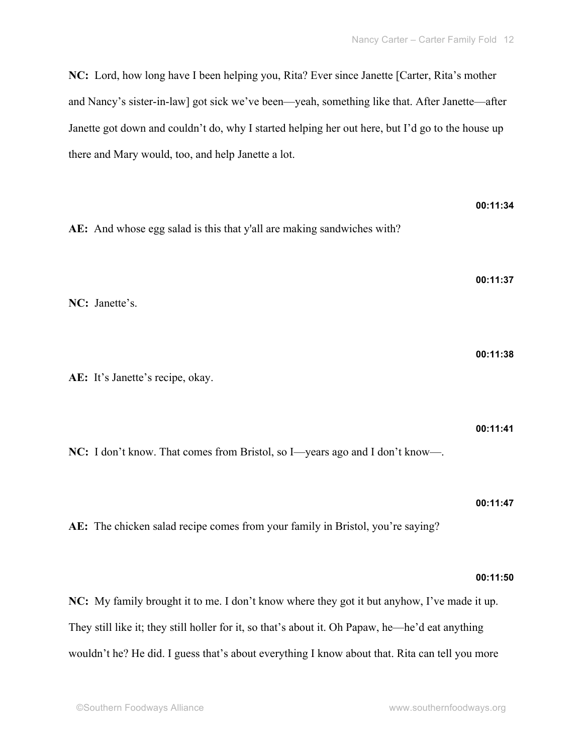**NC:** Lord, how long have I been helping you, Rita? Ever since Janette [Carter, Rita's mother and Nancy's sister-in-law] got sick we've been—yeah, something like that. After Janette—after Janette got down and couldn't do, why I started helping her out here, but I'd go to the house up there and Mary would, too, and help Janette a lot.

**00:11:34**

**AE:** And whose egg salad is this that y'all are making sandwiches with?

**00:11:37**

**NC:** Janette's.

**00:11:38**

**AE:** It's Janette's recipe, okay.

**00:11:41**

**NC:** I don't know. That comes from Bristol, so I—years ago and I don't know—.

**00:11:47**

**AE:** The chicken salad recipe comes from your family in Bristol, you're saying?

**00:11:50**

**NC:** My family brought it to me. I don't know where they got it but anyhow, I've made it up. They still like it; they still holler for it, so that's about it. Oh Papaw, he—he'd eat anything wouldn't he? He did. I guess that's about everything I know about that. Rita can tell you more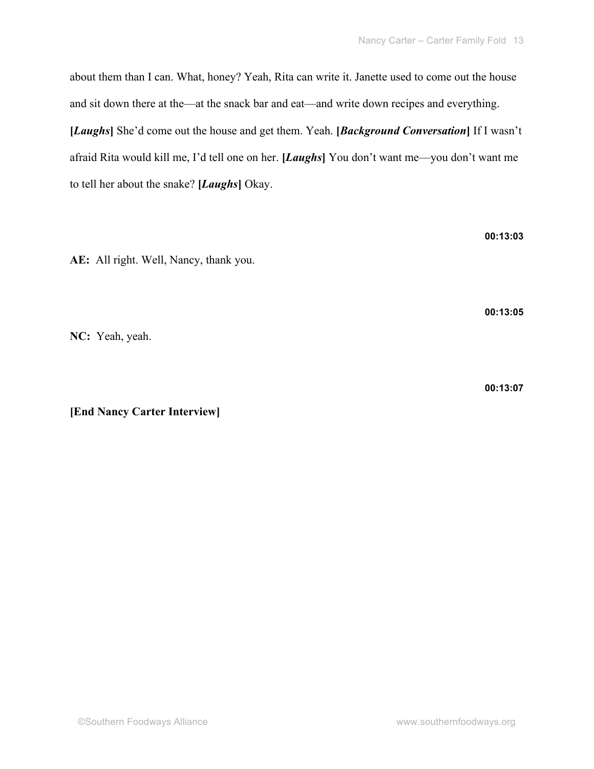about them than I can. What, honey? Yeah, Rita can write it. Janette used to come out the house and sit down there at the—at the snack bar and eat—and write down recipes and everything. **[*Laughs*]** She'd come out the house and get them. Yeah. **[*Background Conversation*]** If I wasn't afraid Rita would kill me, I'd tell one on her. **[*Laughs*]** You don't want me—you don't want me to tell her about the snake? **[*Laughs*]** Okay.

**00:13:03**

**AE:** All right. Well, Nancy, thank you.

**00:13:05**

**NC:** Yeah, yeah.

**00:13:07**

**[End Nancy Carter Interview]**